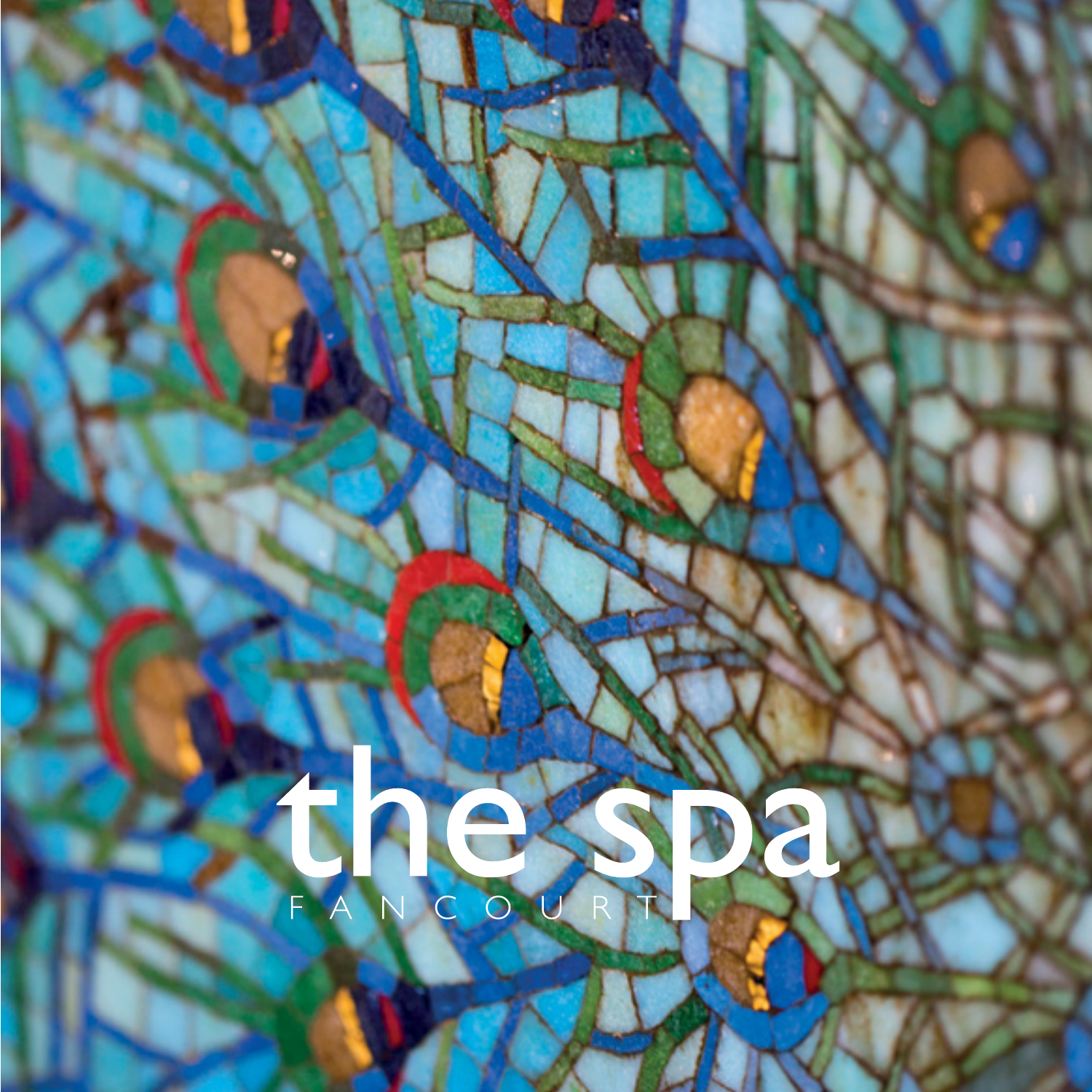# the spa

FANCOURT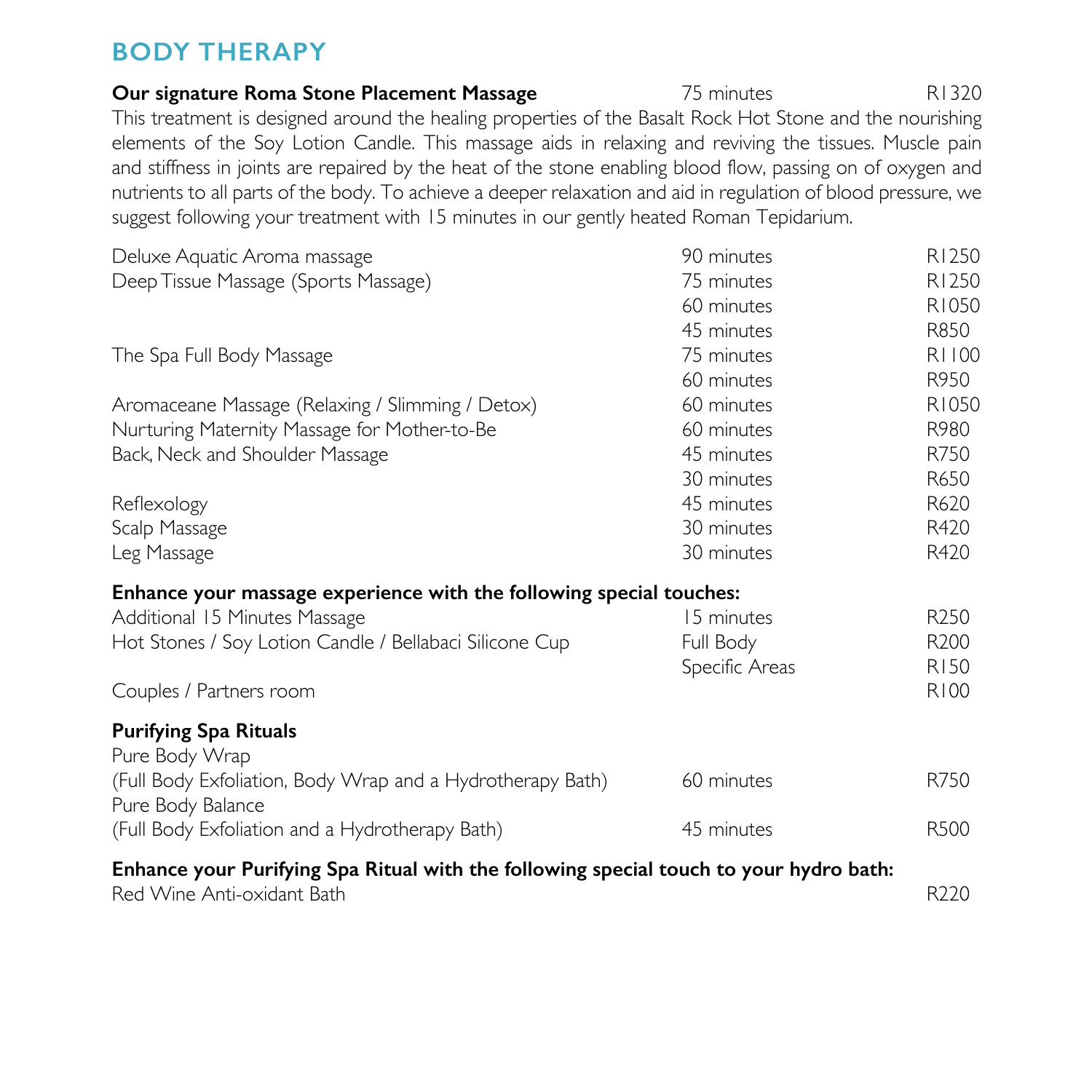## BODY THERAPY

**Our signature Roma Stone Placement Massage** — 75 minutes — R1320

This treatment is designed around the healing properties of the Basalt Rock Hot Stone and the nourishing elements of the Soy Lotion Candle. This massage aids in relaxing and reviving the tissues. Muscle pain and stiffness in joints are repaired by the heat of the stone enabling blood flow, passing on of oxygen and nutrients to all parts of the body. To achieve a deeper relaxation and aid in regulation of blood pressure, we suggest following your treatment with 15 minutes in our gently heated Roman Tepidarium.

| Treatment | Duration | Price |
|---|---|---|
| Deluxe Aquatic Aroma massage | 90 minutes | R1250 |
| Deep Tissue Massage (Sports Massage) | 75 minutes | R1250 |
| | 60 minutes | R1050 |
| | 45 minutes | R850 |
| The Spa Full Body Massage | 75 minutes | R1100 |
| | 60 minutes | R950 |
| Aromaceane Massage (Relaxing / Slimming / Detox) | 60 minutes | R1050 |
| Nurturing Maternity Massage for Mother-to-Be | 60 minutes | R980 |
| Back, Neck and Shoulder Massage | 45 minutes | R750 |
| | 30 minutes | R650 |
| Reflexology | 45 minutes | R620 |
| Scalp Massage | 30 minutes | R420 |
| Leg Massage | 30 minutes | R420 |

**Enhance your massage experience with the following special touches:**

| Treatment | Duration | Price |
|---|---|---|
| Additional 15 Minutes Massage | 15 minutes | R250 |
| Hot Stones / Soy Lotion Candle / Bellabaci Silicone Cup | Full Body | R200 |
| | Specific Areas | R150 |
| Couples / Partners room | | R100 |

**Purifying Spa Rituals**

| Treatment | Duration | Price |
|---|---|---|
| Pure Body Wrap (Full Body Exfoliation, Body Wrap and a Hydrotherapy Bath) | 60 minutes | R750 |
| Pure Body Balance (Full Body Exfoliation and a Hydrotherapy Bath) | 45 minutes | R500 |

**Enhance your Purifying Spa Ritual with the following special touch to your hydro bath:**

Red Wine Anti-oxidant Bath — R220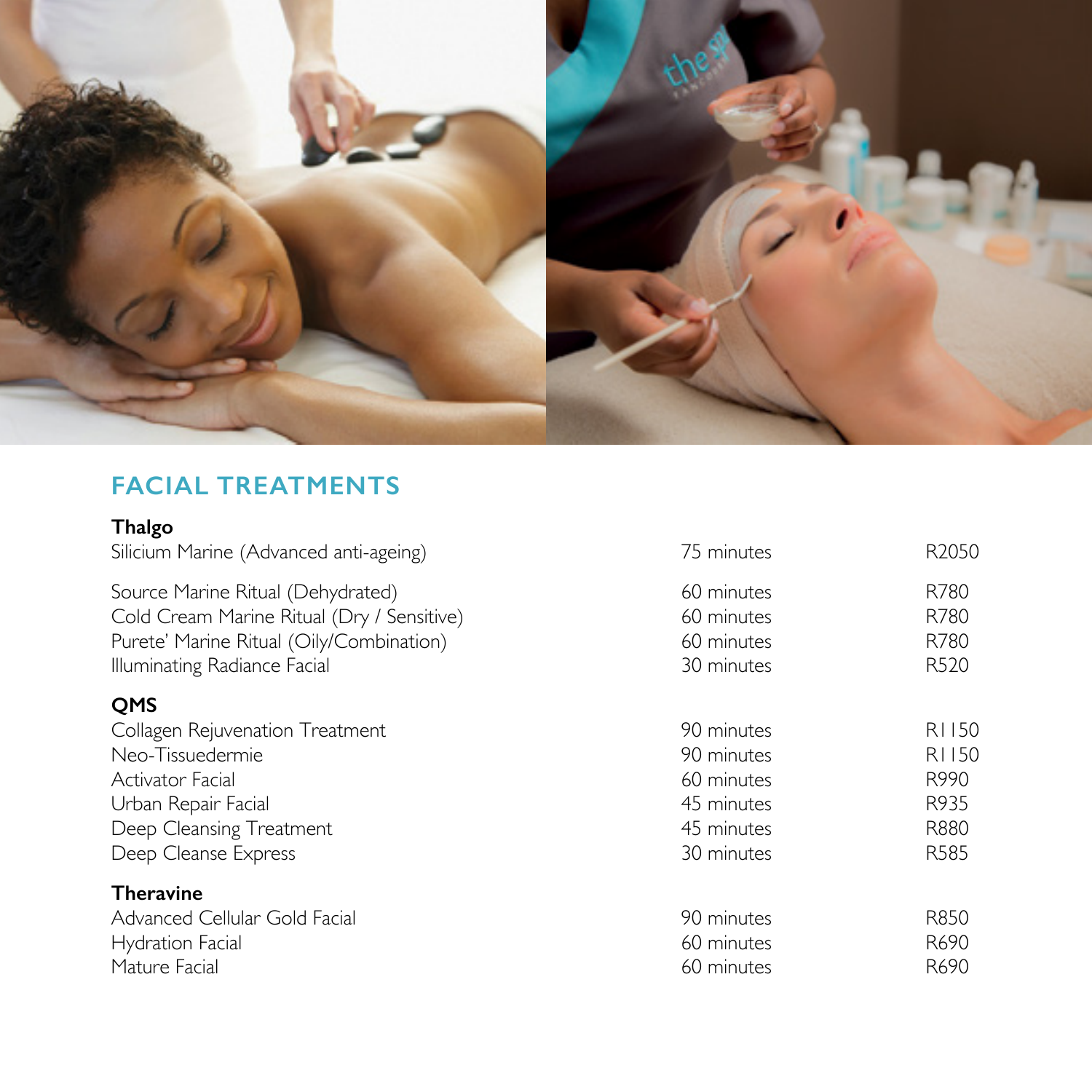## FACIAL TREATMENTS

| | | |
|---|---|---|
| **Thalgo** | | |
| Silicium Marine (Advanced anti-ageing) | 75 minutes | R2050 |
| Source Marine Ritual (Dehydrated) | 60 minutes | R780 |
| Cold Cream Marine Ritual (Dry / Sensitive) | 60 minutes | R780 |
| Purete' Marine Ritual (Oily/Combination) | 60 minutes | R780 |
| Illuminating Radiance Facial | 30 minutes | R520 |
| **QMS** | | |
| Collagen Rejuvenation Treatment | 90 minutes | R1150 |
| Neo-Tissuedermie | 90 minutes | R1150 |
| Activator Facial | 60 minutes | R990 |
| Urban Repair Facial | 45 minutes | R935 |
| Deep Cleansing Treatment | 45 minutes | R880 |
| Deep Cleanse Express | 30 minutes | R585 |
| **Theravine** | | |
| Advanced Cellular Gold Facial | 90 minutes | R850 |
| Hydration Facial | 60 minutes | R690 |
| Mature Facial | 60 minutes | R690 |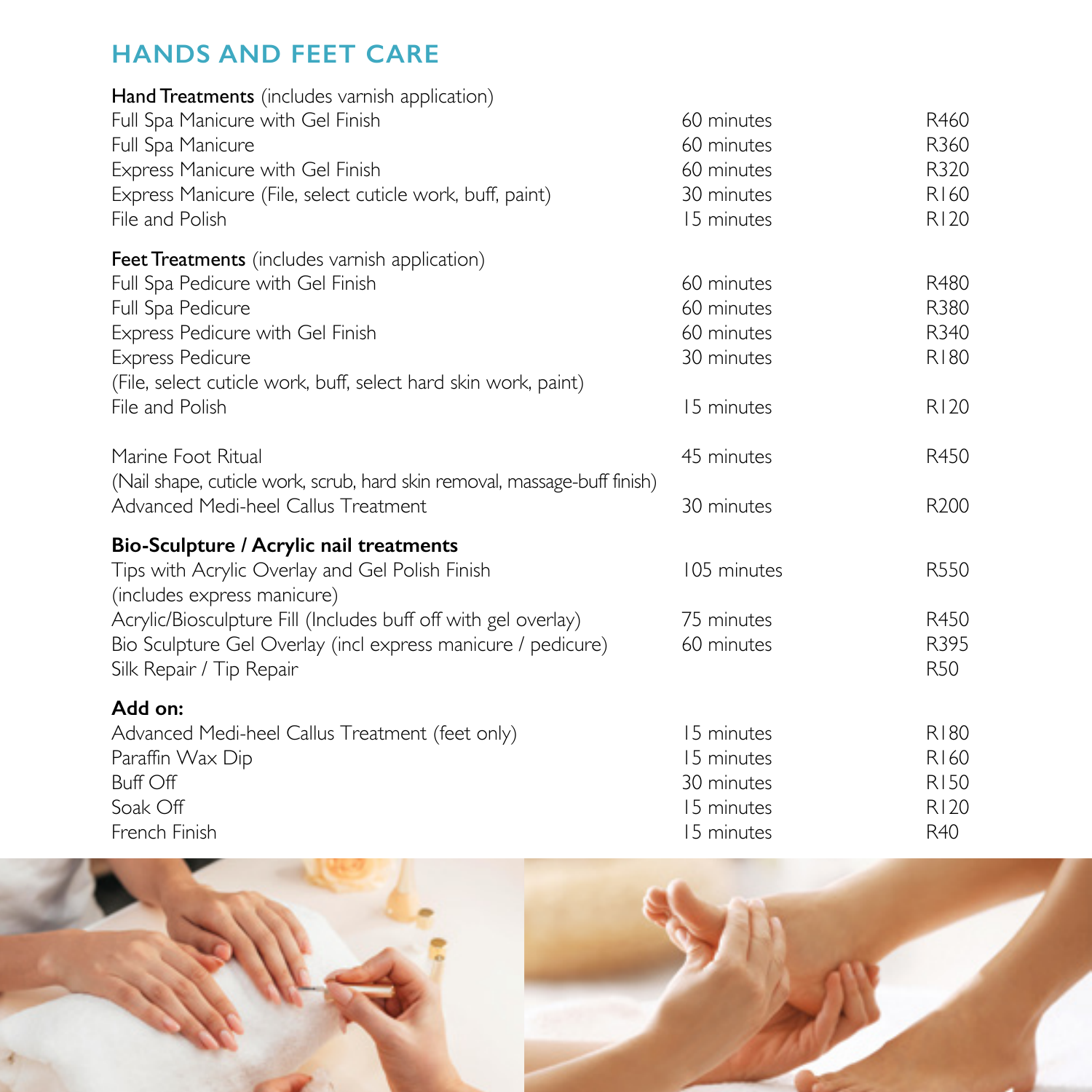## HANDS AND FEET CARE

| **Hand Treatments** (includes varnish application) | | |
|---|---|---|
| Full Spa Manicure with Gel Finish | 60 minutes | R460 |
| Full Spa Manicure | 60 minutes | R360 |
| Express Manicure with Gel Finish | 60 minutes | R320 |
| Express Manicure (File, select cuticle work, buff, paint) | 30 minutes | R160 |
| File and Polish | 15 minutes | R120 |

| **Feet Treatments** (includes varnish application) | | |
|---|---|---|
| Full Spa Pedicure with Gel Finish | 60 minutes | R480 |
| Full Spa Pedicure | 60 minutes | R380 |
| Express Pedicure with Gel Finish | 60 minutes | R340 |
| Express Pedicure (File, select cuticle work, buff, select hard skin work, paint) | 30 minutes | R180 |
| File and Polish | 15 minutes | R120 |
| Marine Foot Ritual (Nail shape, cuticle work, scrub, hard skin removal, massage-buff finish) | 45 minutes | R450 |
| Advanced Medi-heel Callus Treatment | 30 minutes | R200 |

| **Bio-Sculpture / Acrylic nail treatments** | | |
|---|---|---|
| Tips with Acrylic Overlay and Gel Polish Finish (includes express manicure) | 105 minutes | R550 |
| Acrylic/Biosculpture Fill (Includes buff off with gel overlay) | 75 minutes | R450 |
| Bio Sculpture Gel Overlay (incl express manicure / pedicure) | 60 minutes | R395 |
| Silk Repair / Tip Repair | | R50 |

| **Add on:** | | |
|---|---|---|
| Advanced Medi-heel Callus Treatment (feet only) | 15 minutes | R180 |
| Paraffin Wax Dip | 15 minutes | R160 |
| Buff Off | 30 minutes | R150 |
| Soak Off | 15 minutes | R120 |
| French Finish | 15 minutes | R40 |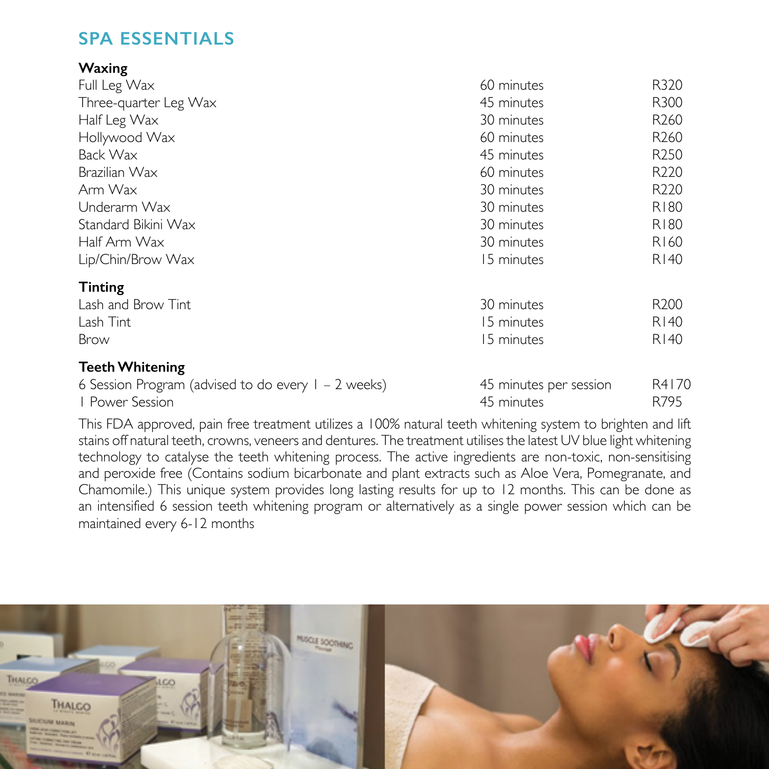# SPA ESSENTIALS

### Waxing

| | | |
|---|---|---|
| Full Leg Wax | 60 minutes | R320 |
| Three-quarter Leg Wax | 45 minutes | R300 |
| Half Leg Wax | 30 minutes | R260 |
| Hollywood Wax | 60 minutes | R260 |
| Back Wax | 45 minutes | R250 |
| Brazilian Wax | 60 minutes | R220 |
| Arm Wax | 30 minutes | R220 |
| Underarm Wax | 30 minutes | R180 |
| Standard Bikini Wax | 30 minutes | R180 |
| Half Arm Wax | 30 minutes | R160 |
| Lip/Chin/Brow Wax | 15 minutes | R140 |

### Tinting

| | | |
|---|---|---|
| Lash and Brow Tint | 30 minutes | R200 |
| Lash Tint | 15 minutes | R140 |
| Brow | 15 minutes | R140 |

### Teeth Whitening

| | | |
|---|---|---|
| 6 Session Program (advised to do every 1 – 2 weeks) | 45 minutes per session | R4170 |
| 1 Power Session | 45 minutes | R795 |

This FDA approved, pain free treatment utilizes a 100% natural teeth whitening system to brighten and lift stains off natural teeth, crowns, veneers and dentures. The treatment utilises the latest UV blue light whitening technology to catalyse the teeth whitening process. The active ingredients are non-toxic, non-sensitising and peroxide free (Contains sodium bicarbonate and plant extracts such as Aloe Vera, Pomegranate, and Chamomile.) This unique system provides long lasting results for up to 12 months. This can be done as an intensified 6 session teeth whitening program or alternatively as a single power session which can be maintained every 6-12 months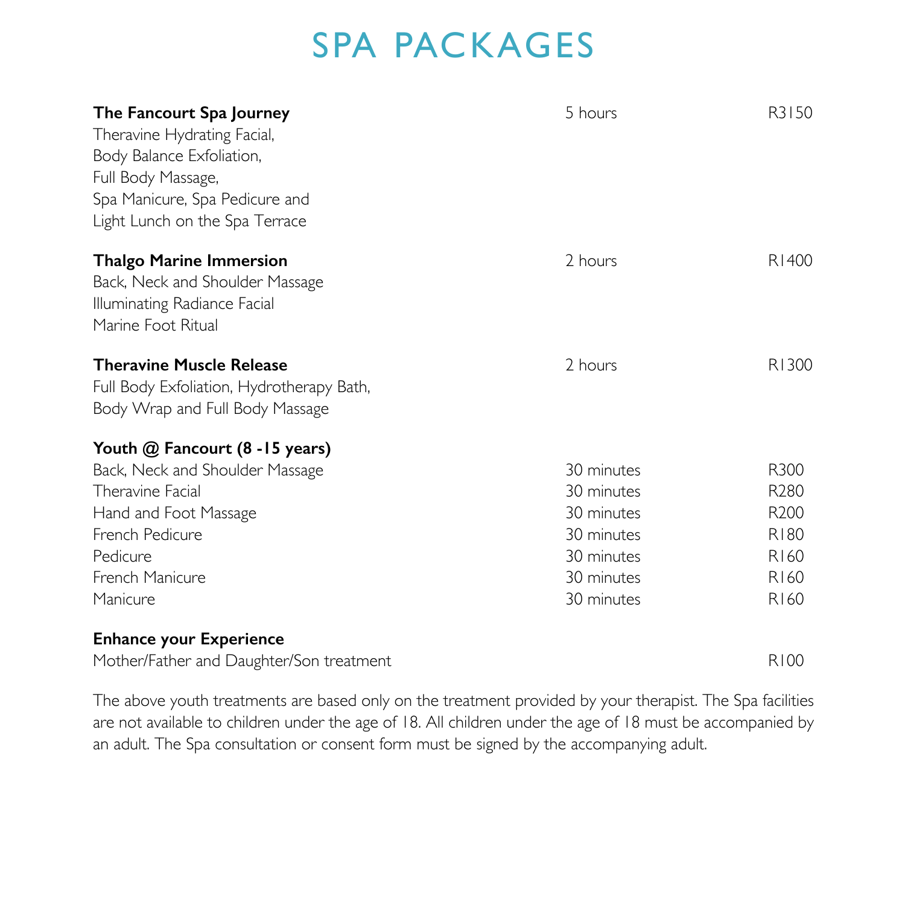# SPA PACKAGES

| | | |
|---|---|---|
| **The Fancourt Spa Journey**<br>Theravine Hydrating Facial,<br>Body Balance Exfoliation,<br>Full Body Massage,<br>Spa Manicure, Spa Pedicure and<br>Light Lunch on the Spa Terrace | 5 hours | R3150 |
| **Thalgo Marine Immersion**<br>Back, Neck and Shoulder Massage<br>Illuminating Radiance Facial<br>Marine Foot Ritual | 2 hours | R1400 |
| **Theravine Muscle Release**<br>Full Body Exfoliation, Hydrotherapy Bath,<br>Body Wrap and Full Body Massage | 2 hours | R1300 |
| **Youth @ Fancourt (8 -15 years)** | | |
| Back, Neck and Shoulder Massage | 30 minutes | R300 |
| Theravine Facial | 30 minutes | R280 |
| Hand and Foot Massage | 30 minutes | R200 |
| French Pedicure | 30 minutes | R180 |
| Pedicure | 30 minutes | R160 |
| French Manicure | 30 minutes | R160 |
| Manicure | 30 minutes | R160 |
| **Enhance your Experience** | | |
| Mother/Father and Daughter/Son treatment | | R100 |

The above youth treatments are based only on the treatment provided by your therapist. The Spa facilities are not available to children under the age of 18. All children under the age of 18 must be accompanied by an adult. The Spa consultation or consent form must be signed by the accompanying adult.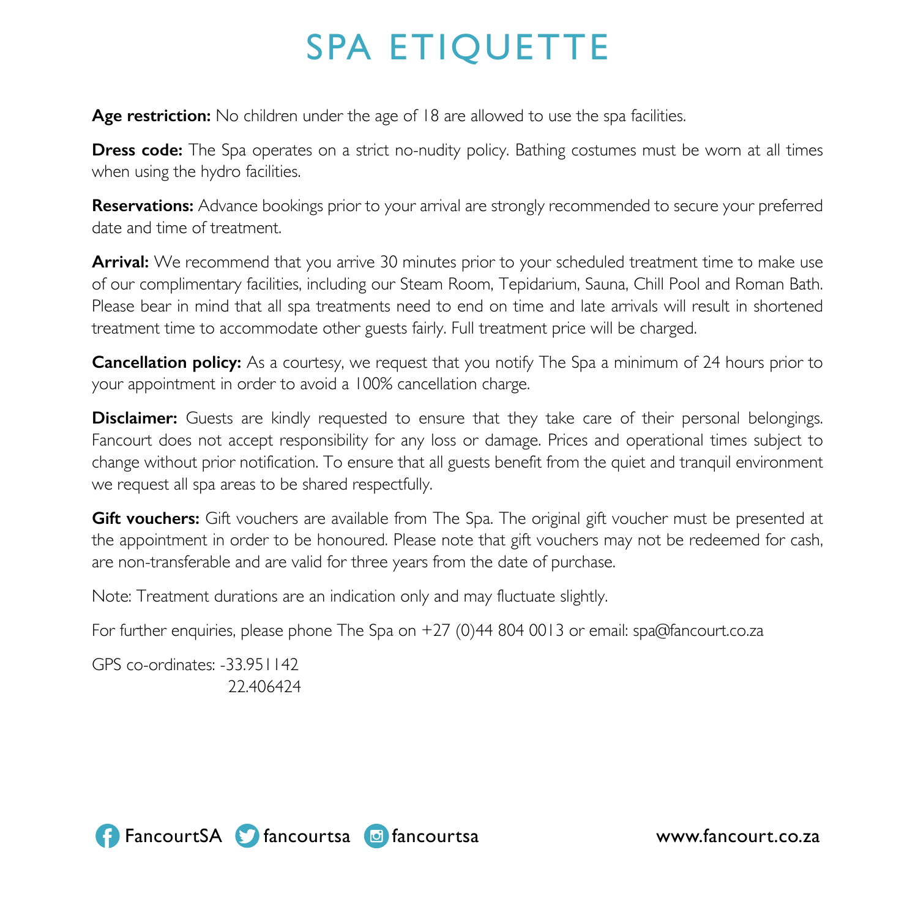# SPA ETIQUETTE

**Age restriction:** No children under the age of 18 are allowed to use the spa facilities.

**Dress code:** The Spa operates on a strict no-nudity policy. Bathing costumes must be worn at all times when using the hydro facilities.

**Reservations:** Advance bookings prior to your arrival are strongly recommended to secure your preferred date and time of treatment.

**Arrival:** We recommend that you arrive 30 minutes prior to your scheduled treatment time to make use of our complimentary facilities, including our Steam Room, Tepidarium, Sauna, Chill Pool and Roman Bath. Please bear in mind that all spa treatments need to end on time and late arrivals will result in shortened treatment time to accommodate other guests fairly. Full treatment price will be charged.

**Cancellation policy:** As a courtesy, we request that you notify The Spa a minimum of 24 hours prior to your appointment in order to avoid a 100% cancellation charge.

**Disclaimer:** Guests are kindly requested to ensure that they take care of their personal belongings. Fancourt does not accept responsibility for any loss or damage. Prices and operational times subject to change without prior notification. To ensure that all guests benefit from the quiet and tranquil environment we request all spa areas to be shared respectfully.

**Gift vouchers:** Gift vouchers are available from The Spa. The original gift voucher must be presented at the appointment in order to be honoured. Please note that gift vouchers may not be redeemed for cash, are non-transferable and are valid for three years from the date of purchase.

Note: Treatment durations are an indication only and may fluctuate slightly.

For further enquiries, please phone The Spa on +27 (0)44 804 0013 or email: spa@fancourt.co.za

GPS co-ordinates: -33.951142
22.406424

FancourtSA fancourtsa fancourtsa www.fancourt.co.za